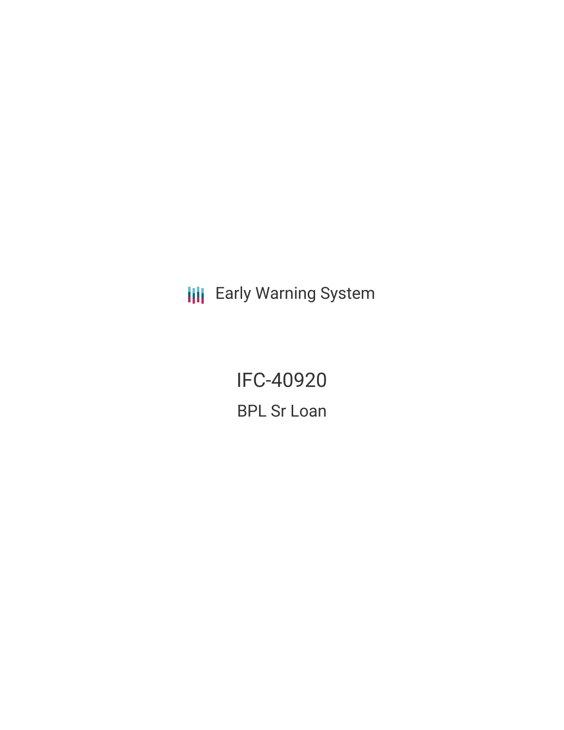Early Warning System

# IFC-40920

## BPL Sr Loan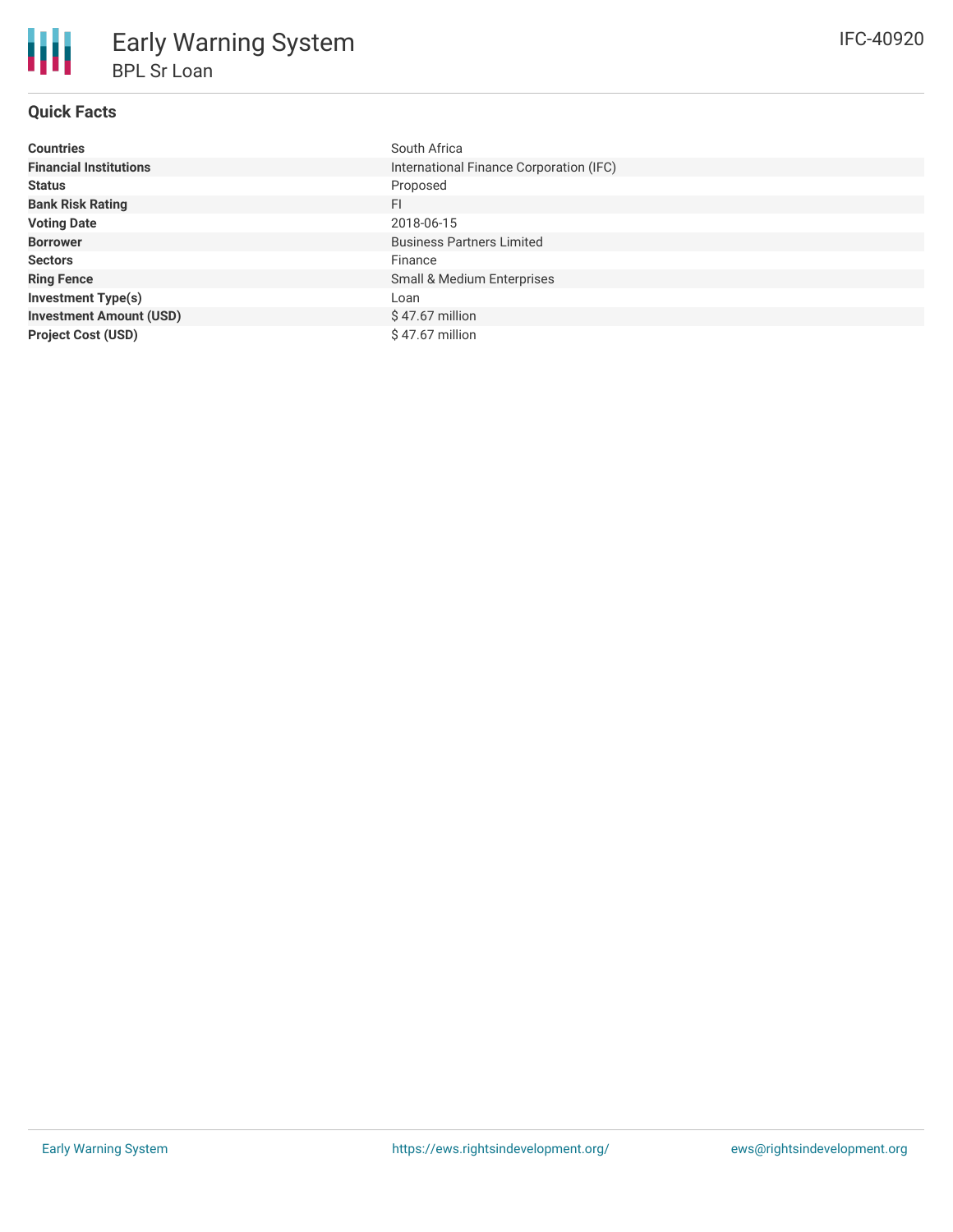# Early Warning System

## BPL Sr Loan

IFC-40920

### Quick Facts

| | |
|---|---|
| **Countries** | South Africa |
| **Financial Institutions** | International Finance Corporation (IFC) |
| **Status** | Proposed |
| **Bank Risk Rating** | FI |
| **Voting Date** | 2018-06-15 |
| **Borrower** | Business Partners Limited |
| **Sectors** | Finance |
| **Ring Fence** | Small & Medium Enterprises |
| **Investment Type(s)** | Loan |
| **Investment Amount (USD)** | $ 47.67 million |
| **Project Cost (USD)** | $ 47.67 million |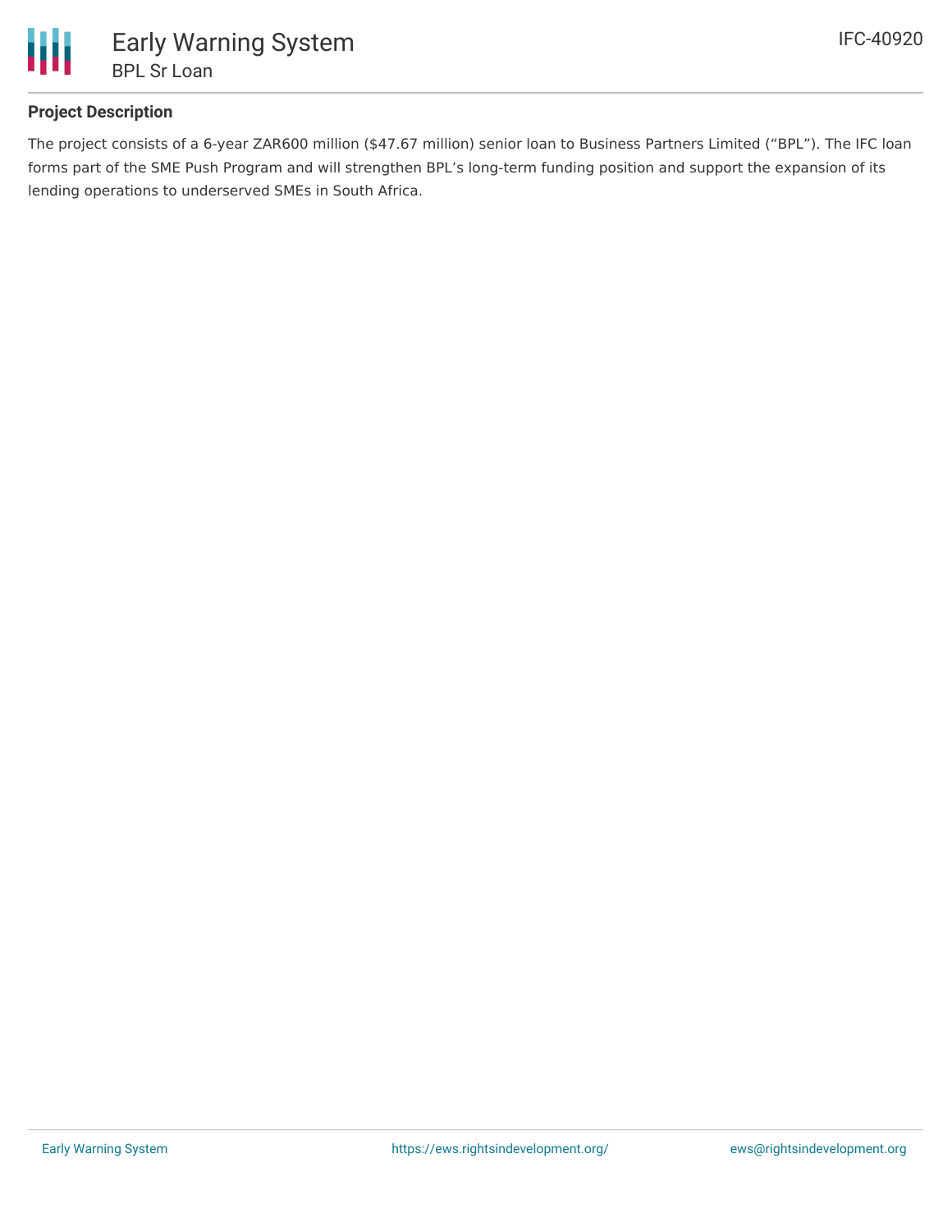### Project Description

The project consists of a 6-year ZAR600 million ($47.67 million) senior loan to Business Partners Limited ("BPL"). The IFC loan forms part of the SME Push Program and will strengthen BPL's long-term funding position and support the expansion of its lending operations to underserved SMEs in South Africa.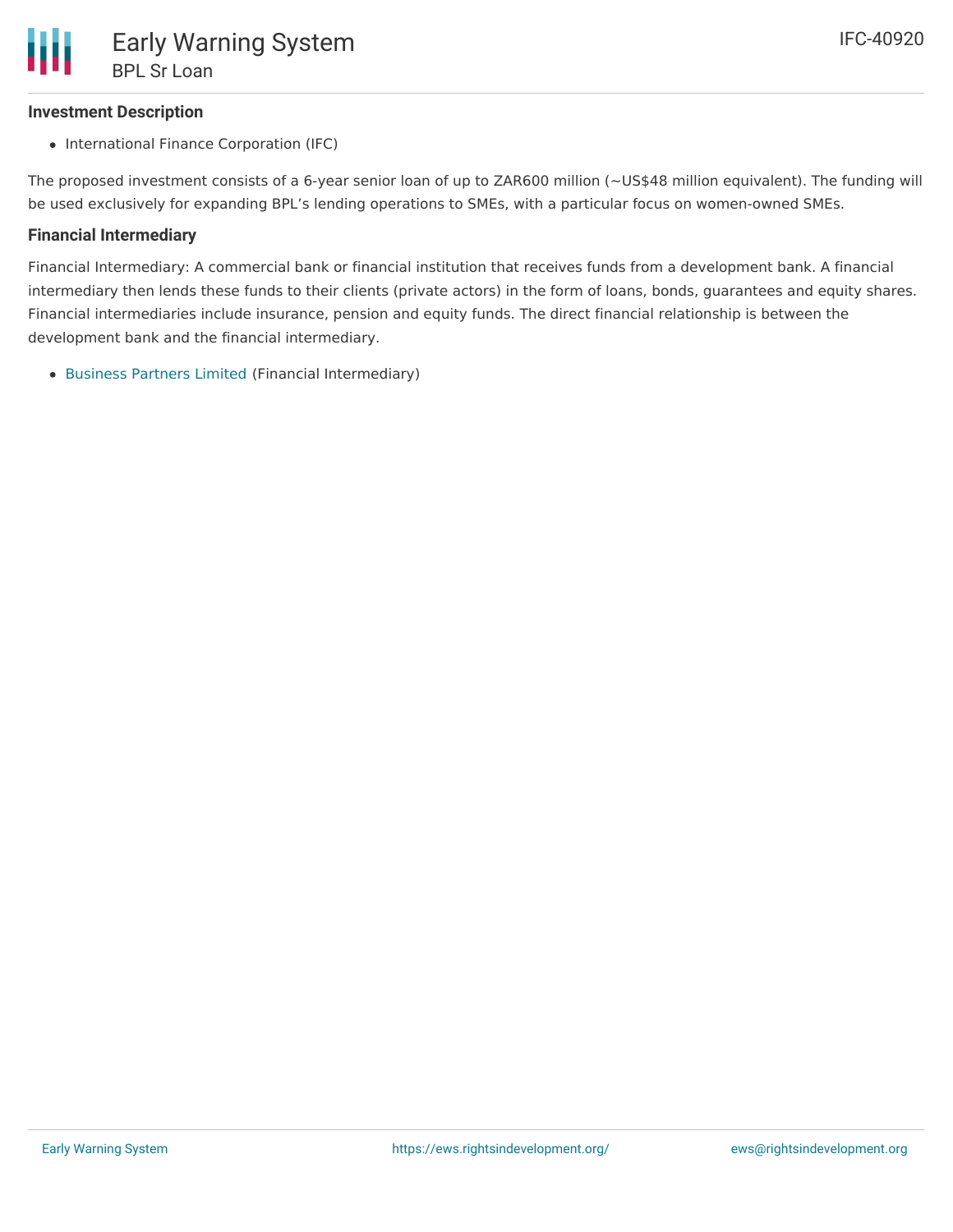### Investment Description

- International Finance Corporation (IFC)

The proposed investment consists of a 6-year senior loan of up to ZAR600 million (~US$48 million equivalent). The funding will be used exclusively for expanding BPL's lending operations to SMEs, with a particular focus on women-owned SMEs.

### Financial Intermediary

Financial Intermediary: A commercial bank or financial institution that receives funds from a development bank. A financial intermediary then lends these funds to their clients (private actors) in the form of loans, bonds, guarantees and equity shares. Financial intermediaries include insurance, pension and equity funds. The direct financial relationship is between the development bank and the financial intermediary.

- Business Partners Limited (Financial Intermediary)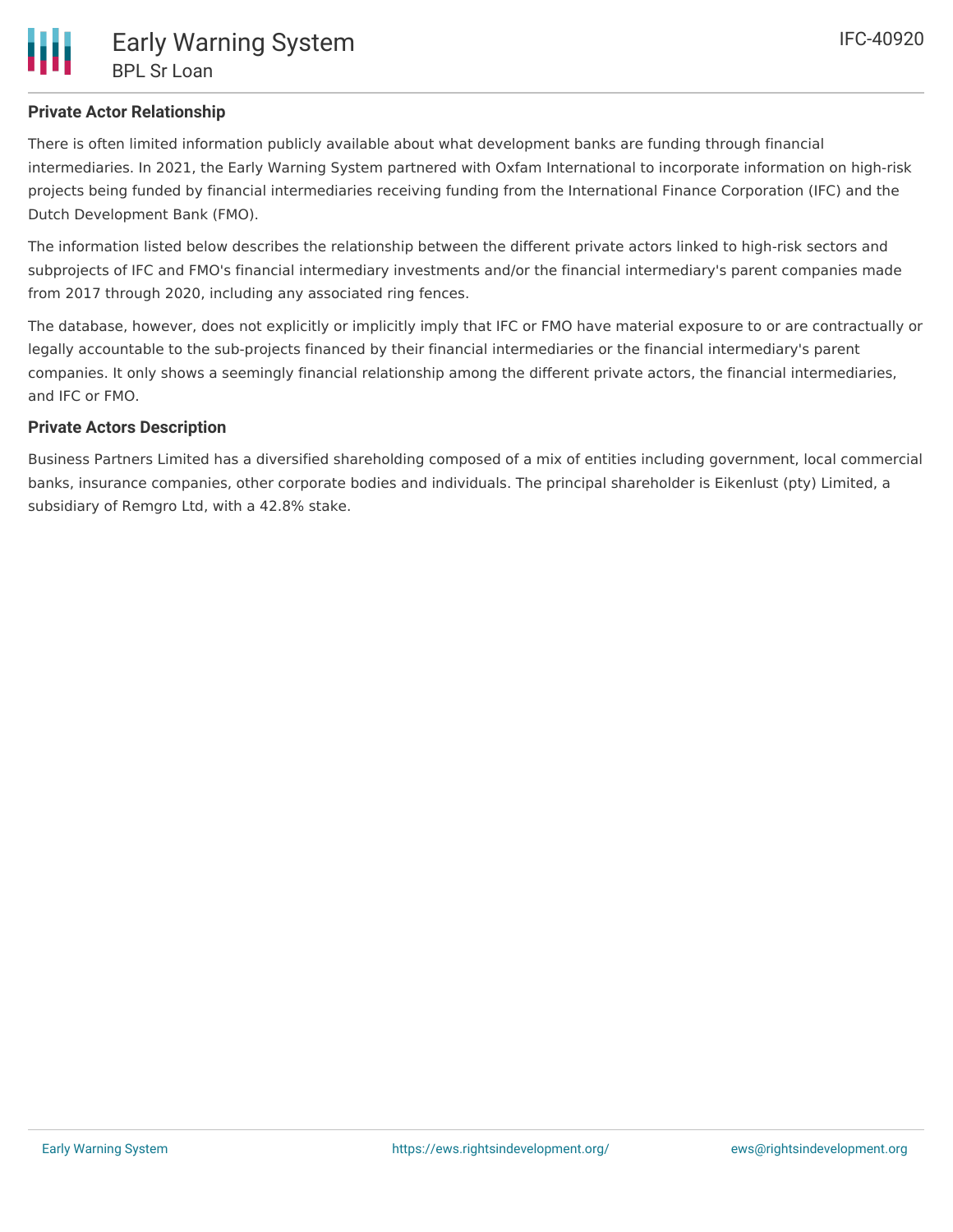### Private Actor Relationship

There is often limited information publicly available about what development banks are funding through financial intermediaries. In 2021, the Early Warning System partnered with Oxfam International to incorporate information on high-risk projects being funded by financial intermediaries receiving funding from the International Finance Corporation (IFC) and the Dutch Development Bank (FMO).

The information listed below describes the relationship between the different private actors linked to high-risk sectors and subprojects of IFC and FMO's financial intermediary investments and/or the financial intermediary's parent companies made from 2017 through 2020, including any associated ring fences.

The database, however, does not explicitly or implicitly imply that IFC or FMO have material exposure to or are contractually or legally accountable to the sub-projects financed by their financial intermediaries or the financial intermediary's parent companies. It only shows a seemingly financial relationship among the different private actors, the financial intermediaries, and IFC or FMO.

### Private Actors Description

Business Partners Limited has a diversified shareholding composed of a mix of entities including government, local commercial banks, insurance companies, other corporate bodies and individuals. The principal shareholder is Eikenlust (pty) Limited, a subsidiary of Remgro Ltd, with a 42.8% stake.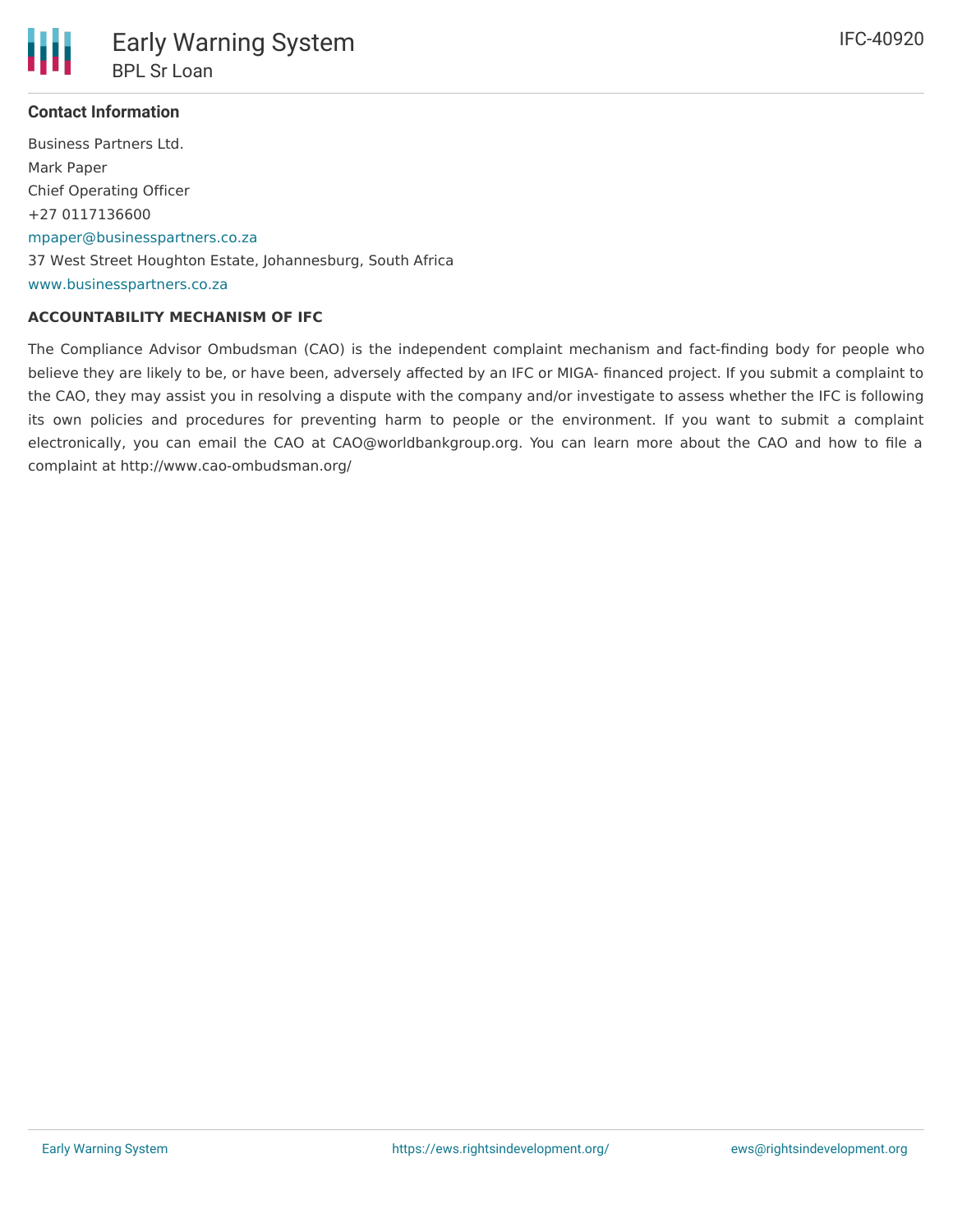**Contact Information**

Business Partners Ltd.

Mark Paper

Chief Operating Officer

+27 0117136600

mpaper@businesspartners.co.za

37 West Street Houghton Estate, Johannesburg, South Africa

www.businesspartners.co.za

**ACCOUNTABILITY MECHANISM OF IFC**

The Compliance Advisor Ombudsman (CAO) is the independent complaint mechanism and fact-finding body for people who believe they are likely to be, or have been, adversely affected by an IFC or MIGA- financed project. If you submit a complaint to the CAO, they may assist you in resolving a dispute with the company and/or investigate to assess whether the IFC is following its own policies and procedures for preventing harm to people or the environment. If you want to submit a complaint electronically, you can email the CAO at CAO@worldbankgroup.org. You can learn more about the CAO and how to file a complaint at http://www.cao-ombudsman.org/